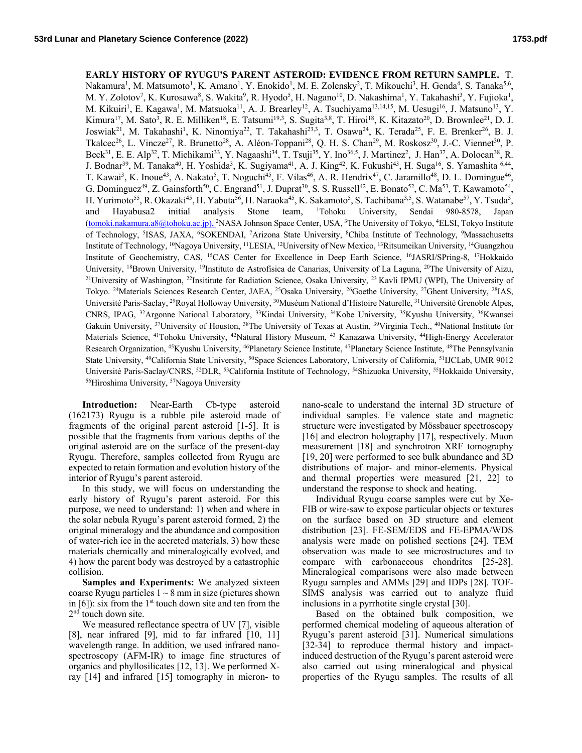**EARLY HISTORY OF RYUGU'S PARENT ASTEROID: EVIDENCE FROM RETURN SAMPLE.** T. Nakamura[1], M. Matsumoto[1], K. Amano[1], Y. Enokido[1], M. E. Zolensky[2], T. Mikouchi[3], H. Genda[4], S. Tanaka[5,6], M. Y. Zolotov[7], K. Kurosawa[8], S. Wakita[9], R. Hyodo[5], H. Nagano[10], D. Nakashima[1], Y. Takahashi[3], Y. Fujioka[1], M. Kikuiri[1], E. Kagawa[1], M. Matsuoka[11], A. J. Brearley[12], A. Tsuchiyama[13,14,15], M. Uesugi[16], J. Matsuno[13], Y. Kimura[17], M. Sato[3], R. E. Milliken[18], E. Tatsumi[19,3], S. Sugita[3,8], T. Hiroi[18], K. Kitazato[20], D. Brownlee[21], D. J. Joswiak[21], M. Takahashi[1], K. Ninomiya[22], T. Takahashi[23,3], T. Osawa[24], K. Terada[25], F. E. Brenker[26], B. J. Tkalcec[26], L. Vincze[27], R. Brunetto[28], A. Aléon-Toppani[28], Q. H. S. Chan[29], M. Roskosz[30], J.-C. Viennet[30], P. Beck[31], E. E. Alp[32], T. Michikami[33], Y. Nagaashi[34], T. Tsuji[35], Y. Ino[36,5], J. Martinez[2], J. Han[37], A. Dolocan[38], R. J. Bodnar[39], M. Tanaka[40], H. Yoshida[3], K. Sugiyama[41], A. J. King[42], K. Fukushi[43], H. Suga[16], S. Yamashita[6,44], T. Kawai[3], K. Inoue[43], A. Nakato[5], T. Noguchi[45], F. Vilas[46], A. R. Hendrix[47], C. Jaramillo[48], D. L. Domingue[46], G. Dominguez[49], Z. Gainsforth[50], C. Engrand[51], J. Duprat[30], S. S. Russell[42], E. Bonato[52], C. Ma[53], T. Kawamoto[54], H. Yurimoto[55], R. Okazaki[45], H. Yabuta[56], H. Naraoka[45], K. Sakamoto[5], S. Tachibana[3,5], S. Watanabe[57], Y. Tsuda[5], and Hayabusa2 initial analysis Stone team, [1]Tohoku University, Sendai 980-8578, Japan (tomoki.nakamura.a8@tohoku.ac.jp), [2]NASA Johnson Space Center, USA, [3]The University of Tokyo, [4]ELSI, Tokyo Institute of Technology, [5]ISAS, JAXA, [6]SOKENDAI, [7]Arizona State University, [8]Chiba Institute of Technology, [9]Massachusetts Institute of Technology, [10]Nagoya University, [11]LESIA, [12]University of New Mexico, [13]Ritsumeikan University, [14]Guangzhou Institute of Geochemistry, CAS, [15]CAS Center for Excellence in Deep Earth Science, [16]JASRI/SPring-8, [17]Hokkaido University, [18]Brown University, [19]Instituto de Astrofísica de Canarias, University of La Laguna, [20]The University of Aizu, [21]University of Washington, [22]Insititute for Radiation Science, Osaka University, [23]Kavli IPMU (WPI), The University of Tokyo. [24]Materials Sciences Research Center, JAEA, [25]Osaka University, [26]Goethe University, [27]Ghent University, [28]IAS, Université Paris-Saclay, [29]Royal Holloway University, [30]Muséum National d'Histoire Naturelle, [31]Université Grenoble Alpes, CNRS, IPAG, [32]Argonne National Laboratory, [33]Kindai University, [34]Kobe University, [35]Kyushu University, [36]Kwansei Gakuin University, [37]University of Houston, [38]The University of Texas at Austin, [39]Virginia Tech., [40]National Institute for Materials Science, [41]Tohoku University, [42]Natural History Museum, [43]Kanazawa University, [44]High-Energy Accelerator Research Organization, [45]Kyushu University, [46]Planetary Science Institute, [47]Planetary Science Institute, [48]The Pennsylvania State University, [49]California State University, [50]Space Sciences Laboratory, University of California, [51]IJCLab, UMR 9012 Université Paris-Saclay/CNRS, [52]DLR, [53]California Institute of Technology, [54]Shizuoka University, [55]Hokkaido University, [56]Hiroshima University, [57]Nagoya University

**Introduction:** Near-Earth Cb-type asteroid (162173) Ryugu is a rubble pile asteroid made of fragments of the original parent asteroid [1-5]. It is possible that the fragments from various depths of the original asteroid are on the surface of the present-day Ryugu. Therefore, samples collected from Ryugu are expected to retain formation and evolution history of the interior of Ryugu's parent asteroid.

In this study, we will focus on understanding the early history of Ryugu's parent asteroid. For this purpose, we need to understand: 1) when and where in the solar nebula Ryugu's parent asteroid formed, 2) the original mineralogy and the abundance and composition of water-rich ice in the accreted materials, 3) how these materials chemically and mineralogically evolved, and 4) how the parent body was destroyed by a catastrophic collision.

**Samples and Experiments:** We analyzed sixteen coarse Ryugu particles 1 ~ 8 mm in size (pictures shown in [6]): six from the 1st touch down site and ten from the 2nd touch down site.

We measured reflectance spectra of UV [7], visible [8], near infrared [9], mid to far infrared [10, 11] wavelength range. In addition, we used infrared nano-spectroscopy (AFM-IR) to image fine structures of organics and phyllosilicates [12, 13]. We performed X-ray [14] and infrared [15] tomography in micron- to nano-scale to understand the internal 3D structure of individual samples. Fe valence state and magnetic structure were investigated by Mössbauer spectroscopy [16] and electron holography [17], respectively. Muon measurement [18] and synchrotron XRF tomography [19, 20] were performed to see bulk abundance and 3D distributions of major- and minor-elements. Physical and thermal properties were measured [21, 22] to understand the response to shock and heating.

Individual Ryugu coarse samples were cut by Xe-FIB or wire-saw to expose particular objects or textures on the surface based on 3D structure and element distribution [23]. FE-SEM/EDS and FE-EPMA/WDS analysis were made on polished sections [24]. TEM observation was made to see microstructures and to compare with carbonaceous chondrites [25-28]. Mineralogical comparisons were also made between Ryugu samples and AMMs [29] and IDPs [28]. TOF-SIMS analysis was carried out to analyze fluid inclusions in a pyrrhotite single crystal [30].

Based on the obtained bulk composition, we performed chemical modeling of aqueous alteration of Ryugu's parent asteroid [31]. Numerical simulations [32-34] to reproduce thermal history and impact-induced destruction of the Ryugu's parent asteroid were also carried out using mineralogical and physical properties of the Ryugu samples. The results of all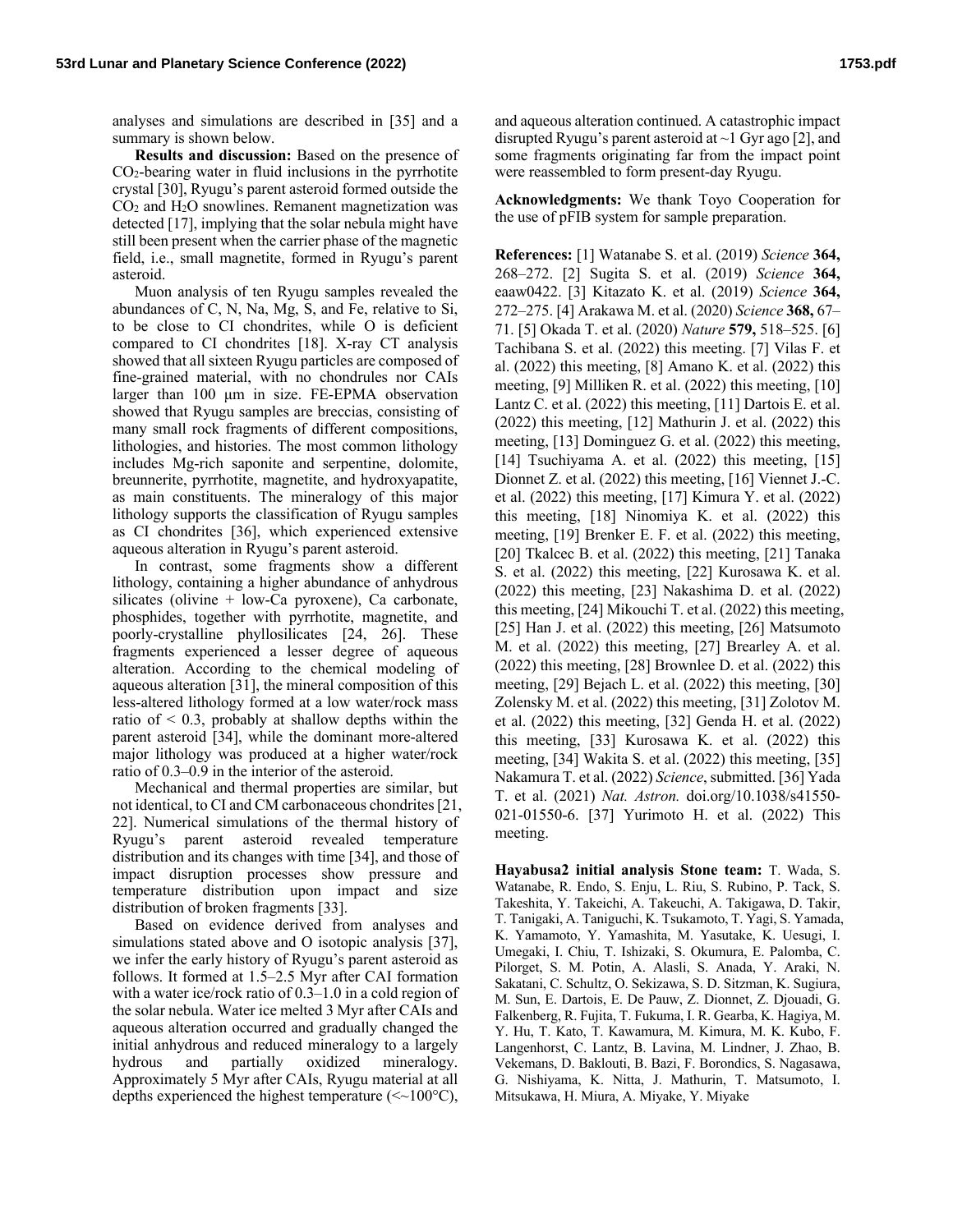analyses and simulations are described in [35] and a summary is shown below.

**Results and discussion:** Based on the presence of $CO_2$-bearing water in fluid inclusions in the pyrrhotite crystal [30], Ryugu's parent asteroid formed outside the $CO_2$ and $H_2O$ snowlines. Remanent magnetization was detected [17], implying that the solar nebula might have still been present when the carrier phase of the magnetic field, i.e., small magnetite, formed in Ryugu's parent asteroid.

Muon analysis of ten Ryugu samples revealed the abundances of C, N, Na, Mg, S, and Fe, relative to Si, to be close to CI chondrites, while O is deficient compared to CI chondrites [18]. X-ray CT analysis showed that all sixteen Ryugu particles are composed of fine-grained material, with no chondrules nor CAIs larger than 100 μm in size. FE-EPMA observation showed that Ryugu samples are breccias, consisting of many small rock fragments of different compositions, lithologies, and histories. The most common lithology includes Mg-rich saponite and serpentine, dolomite, breunnerite, pyrrhotite, magnetite, and hydroxyapatite, as main constituents. The mineralogy of this major lithology supports the classification of Ryugu samples as CI chondrites [36], which experienced extensive aqueous alteration in Ryugu's parent asteroid.

In contrast, some fragments show a different lithology, containing a higher abundance of anhydrous silicates (olivine + low-Ca pyroxene), Ca carbonate, phosphides, together with pyrrhotite, magnetite, and poorly-crystalline phyllosilicates [24, 26]. These fragments experienced a lesser degree of aqueous alteration. According to the chemical modeling of aqueous alteration [31], the mineral composition of this less-altered lithology formed at a low water/rock mass ratio of < 0.3, probably at shallow depths within the parent asteroid [34], while the dominant more-altered major lithology was produced at a higher water/rock ratio of 0.3–0.9 in the interior of the asteroid.

Mechanical and thermal properties are similar, but not identical, to CI and CM carbonaceous chondrites [21, 22]. Numerical simulations of the thermal history of Ryugu's parent asteroid revealed temperature distribution and its changes with time [34], and those of impact disruption processes show pressure and temperature distribution upon impact and size distribution of broken fragments [33].

Based on evidence derived from analyses and simulations stated above and O isotopic analysis [37], we infer the early history of Ryugu's parent asteroid as follows. It formed at 1.5–2.5 Myr after CAI formation with a water ice/rock ratio of 0.3–1.0 in a cold region of the solar nebula. Water ice melted 3 Myr after CAIs and aqueous alteration occurred and gradually changed the initial anhydrous and reduced mineralogy to a largely hydrous and partially oxidized mineralogy. Approximately 5 Myr after CAIs, Ryugu material at all depths experienced the highest temperature (<~100°C), and aqueous alteration continued. A catastrophic impact disrupted Ryugu's parent asteroid at ~1 Gyr ago [2], and some fragments originating far from the impact point were reassembled to form present-day Ryugu.

**Acknowledgments:** We thank Toyo Cooperation for the use of pFIB system for sample preparation.

**References:** [1] Watanabe S. et al. (2019) *Science* **364,** 268–272. [2] Sugita S. et al. (2019) *Science* **364,** eaaw0422. [3] Kitazato K. et al. (2019) *Science* **364,** 272–275. [4] Arakawa M. et al. (2020) *Science* **368,** 67–71. [5] Okada T. et al. (2020) *Nature* **579,** 518–525. [6] Tachibana S. et al. (2022) this meeting. [7] Vilas F. et al. (2022) this meeting, [8] Amano K. et al. (2022) this meeting, [9] Milliken R. et al. (2022) this meeting, [10] Lantz C. et al. (2022) this meeting, [11] Dartois E. et al. (2022) this meeting, [12] Mathurin J. et al. (2022) this meeting, [13] Dominguez G. et al. (2022) this meeting, [14] Tsuchiyama A. et al. (2022) this meeting, [15] Dionnet Z. et al. (2022) this meeting, [16] Viennet J.-C. et al. (2022) this meeting, [17] Kimura Y. et al. (2022) this meeting, [18] Ninomiya K. et al. (2022) this meeting, [19] Brenker E. F. et al. (2022) this meeting, [20] Tkalcec B. et al. (2022) this meeting, [21] Tanaka S. et al. (2022) this meeting, [22] Kurosawa K. et al. (2022) this meeting, [23] Nakashima D. et al. (2022) this meeting, [24] Mikouchi T. et al. (2022) this meeting, [25] Han J. et al. (2022) this meeting, [26] Matsumoto M. et al. (2022) this meeting, [27] Brearley A. et al. (2022) this meeting, [28] Brownlee D. et al. (2022) this meeting, [29] Bejach L. et al. (2022) this meeting, [30] Zolensky M. et al. (2022) this meeting, [31] Zolotov M. et al. (2022) this meeting, [32] Genda H. et al. (2022) this meeting, [33] Kurosawa K. et al. (2022) this meeting, [34] Wakita S. et al. (2022) this meeting, [35] Nakamura T. et al. (2022) *Science*, submitted. [36] Yada T. et al. (2021) *Nat. Astron.* doi.org/10.1038/s41550-021-01550-6. [37] Yurimoto H. et al. (2022) This meeting.

**Hayabusa2 initial analysis Stone team:** T. Wada, S. Watanabe, R. Endo, S. Enju, L. Riu, S. Rubino, P. Tack, S. Takeshita, Y. Takeichi, A. Takeuchi, A. Takigawa, D. Takir, T. Tanigaki, A. Taniguchi, K. Tsukamoto, T. Yagi, S. Yamada, K. Yamamoto, Y. Yamashita, M. Yasutake, K. Uesugi, I. Umegaki, I. Chiu, T. Ishizaki, S. Okumura, E. Palomba, C. Pilorget, S. M. Potin, A. Alasli, S. Anada, Y. Araki, N. Sakatani, C. Schultz, O. Sekizawa, S. D. Sitzman, K. Sugiura, M. Sun, E. Dartois, E. De Pauw, Z. Dionnet, Z. Djouadi, G. Falkenberg, R. Fujita, T. Fukuma, I. R. Gearba, K. Hagiya, M. Y. Hu, T. Kato, T. Kawamura, M. Kimura, M. K. Kubo, F. Langenhorst, C. Lantz, B. Lavina, M. Lindner, J. Zhao, B. Vekemans, D. Baklouti, B. Bazi, F. Borondics, S. Nagasawa, G. Nishiyama, K. Nitta, J. Mathurin, T. Matsumoto, I. Mitsukawa, H. Miura, A. Miyake, Y. Miyake